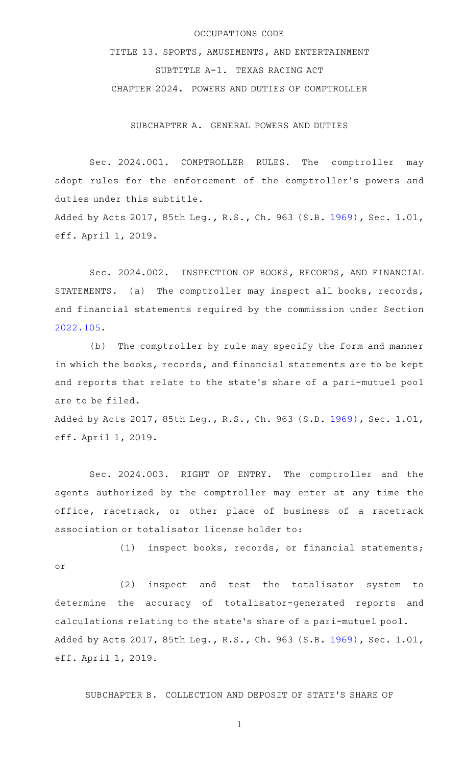OCCUPATIONS CODE

TITLE 13. SPORTS, AMUSEMENTS, AND ENTERTAINMENT

SUBTITLE A-1. TEXAS RACING ACT

CHAPTER 2024. POWERS AND DUTIES OF COMPTROLLER

SUBCHAPTER A. GENERAL POWERS AND DUTIES

Sec. 2024.001. COMPTROLLER RULES. The comptroller may adopt rules for the enforcement of the comptroller's powers and duties under this subtitle.

Added by Acts 2017, 85th Leg., R.S., Ch. 963 (S.B. 1969), Sec. 1.01, eff. April 1, 2019.

Sec. 2024.002. INSPECTION OF BOOKS, RECORDS, AND FINANCIAL STATEMENTS. (a) The comptroller may inspect all books, records, and financial statements required by the commission under Section 2022.105.

(b) The comptroller by rule may specify the form and manner in which the books, records, and financial statements are to be kept and reports that relate to the state's share of a pari-mutuel pool are to be filed.

Added by Acts 2017, 85th Leg., R.S., Ch. 963 (S.B. 1969), Sec. 1.01, eff. April 1, 2019.

Sec. 2024.003. RIGHT OF ENTRY. The comptroller and the agents authorized by the comptroller may enter at any time the office, racetrack, or other place of business of a racetrack association or totalisator license holder to:

(1) inspect books, records, or financial statements; or

(2) inspect and test the totalisator system to determine the accuracy of totalisator-generated reports and calculations relating to the state's share of a pari-mutuel pool.

Added by Acts 2017, 85th Leg., R.S., Ch. 963 (S.B. 1969), Sec. 1.01, eff. April 1, 2019.

SUBCHAPTER B. COLLECTION AND DEPOSIT OF STATE'S SHARE OF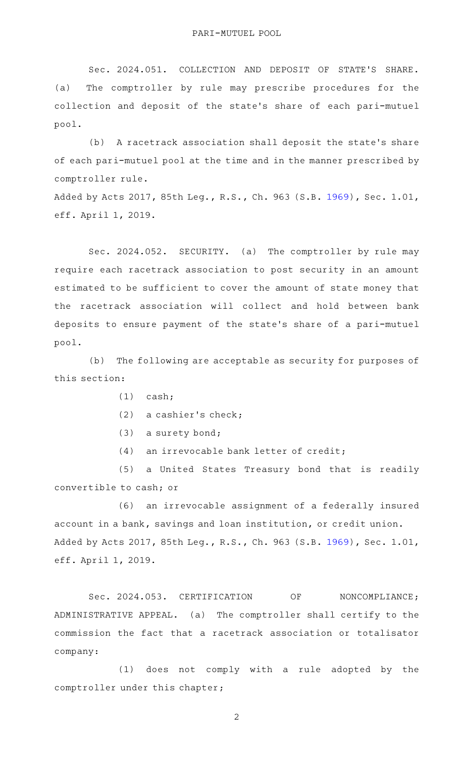## PARI-MUTUEL POOL

Sec. 2024.051. COLLECTION AND DEPOSIT OF STATE'S SHARE. (a) The comptroller by rule may prescribe procedures for the collection and deposit of the state's share of each pari-mutuel pool.

(b) A racetrack association shall deposit the state's share of each pari-mutuel pool at the time and in the manner prescribed by comptroller rule.

Added by Acts 2017, 85th Leg., R.S., Ch. 963 (S.B. 1969), Sec. 1.01, eff. April 1, 2019.

Sec. 2024.052. SECURITY. (a) The comptroller by rule may require each racetrack association to post security in an amount estimated to be sufficient to cover the amount of state money that the racetrack association will collect and hold between bank deposits to ensure payment of the state's share of a pari-mutuel pool.

(b) The following are acceptable as security for purposes of this section:

(1) cash;

(2) a cashier's check;

(3) a surety bond;

(4) an irrevocable bank letter of credit;

(5) a United States Treasury bond that is readily convertible to cash; or

(6) an irrevocable assignment of a federally insured account in a bank, savings and loan institution, or credit union.

Added by Acts 2017, 85th Leg., R.S., Ch. 963 (S.B. 1969), Sec. 1.01, eff. April 1, 2019.

Sec. 2024.053. CERTIFICATION OF NONCOMPLIANCE; ADMINISTRATIVE APPEAL. (a) The comptroller shall certify to the commission the fact that a racetrack association or totalisator company:

(1) does not comply with a rule adopted by the comptroller under this chapter;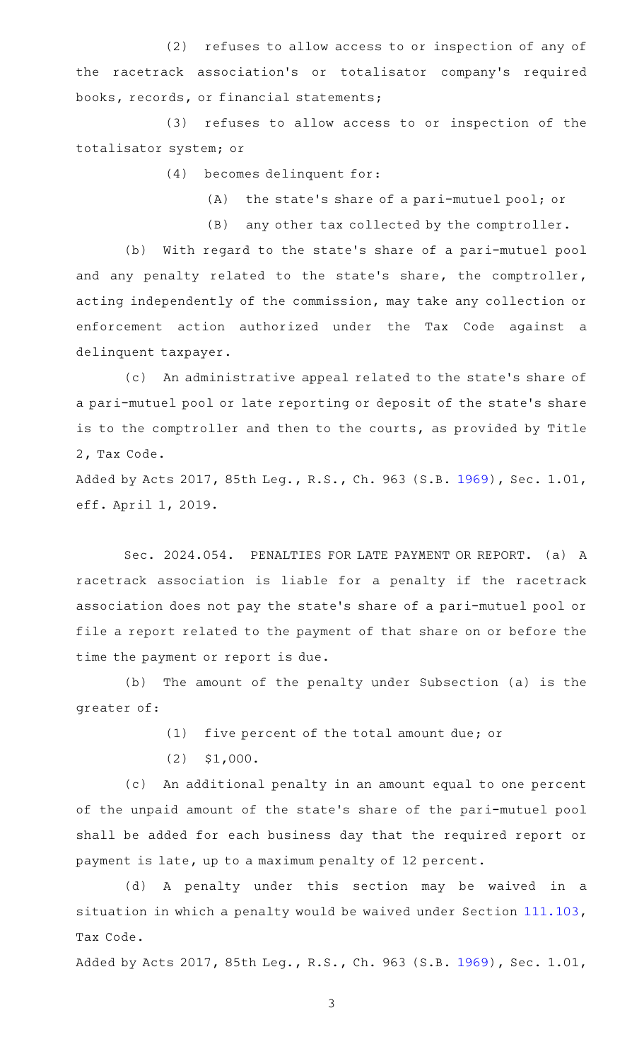(2) refuses to allow access to or inspection of any of the racetrack association's or totalisator company's required books, records, or financial statements;

(3) refuses to allow access to or inspection of the totalisator system; or

(4) becomes delinquent for:

(A) the state's share of a pari-mutuel pool; or

(B) any other tax collected by the comptroller.

(b) With regard to the state's share of a pari-mutuel pool and any penalty related to the state's share, the comptroller, acting independently of the commission, may take any collection or enforcement action authorized under the Tax Code against a delinquent taxpayer.

(c) An administrative appeal related to the state's share of a pari-mutuel pool or late reporting or deposit of the state's share is to the comptroller and then to the courts, as provided by Title 2, Tax Code.

Added by Acts 2017, 85th Leg., R.S., Ch. 963 (S.B. 1969), Sec. 1.01, eff. April 1, 2019.

Sec. 2024.054. PENALTIES FOR LATE PAYMENT OR REPORT. (a) A racetrack association is liable for a penalty if the racetrack association does not pay the state's share of a pari-mutuel pool or file a report related to the payment of that share on or before the time the payment or report is due.

(b) The amount of the penalty under Subsection (a) is the greater of:

(1) five percent of the total amount due; or

(2) $1,000.

(c) An additional penalty in an amount equal to one percent of the unpaid amount of the state's share of the pari-mutuel pool shall be added for each business day that the required report or payment is late, up to a maximum penalty of 12 percent.

(d) A penalty under this section may be waived in a situation in which a penalty would be waived under Section 111.103, Tax Code.

Added by Acts 2017, 85th Leg., R.S., Ch. 963 (S.B. 1969), Sec. 1.01,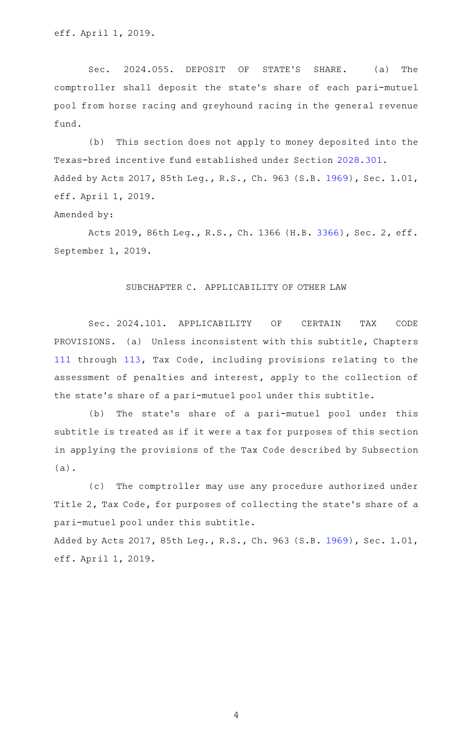eff. April 1, 2019.

Sec. 2024.055. DEPOSIT OF STATE'S SHARE. (a) The comptroller shall deposit the state's share of each pari-mutuel pool from horse racing and greyhound racing in the general revenue fund.

(b) This section does not apply to money deposited into the Texas-bred incentive fund established under Section 2028.301.

Added by Acts 2017, 85th Leg., R.S., Ch. 963 (S.B. 1969), Sec. 1.01, eff. April 1, 2019.

Amended by:

Acts 2019, 86th Leg., R.S., Ch. 1366 (H.B. 3366), Sec. 2, eff. September 1, 2019.

SUBCHAPTER C. APPLICABILITY OF OTHER LAW

Sec. 2024.101. APPLICABILITY OF CERTAIN TAX CODE PROVISIONS. (a) Unless inconsistent with this subtitle, Chapters 111 through 113, Tax Code, including provisions relating to the assessment of penalties and interest, apply to the collection of the state's share of a pari-mutuel pool under this subtitle.

(b) The state's share of a pari-mutuel pool under this subtitle is treated as if it were a tax for purposes of this section in applying the provisions of the Tax Code described by Subsection (a).

(c) The comptroller may use any procedure authorized under Title 2, Tax Code, for purposes of collecting the state's share of a pari-mutuel pool under this subtitle.

Added by Acts 2017, 85th Leg., R.S., Ch. 963 (S.B. 1969), Sec. 1.01, eff. April 1, 2019.